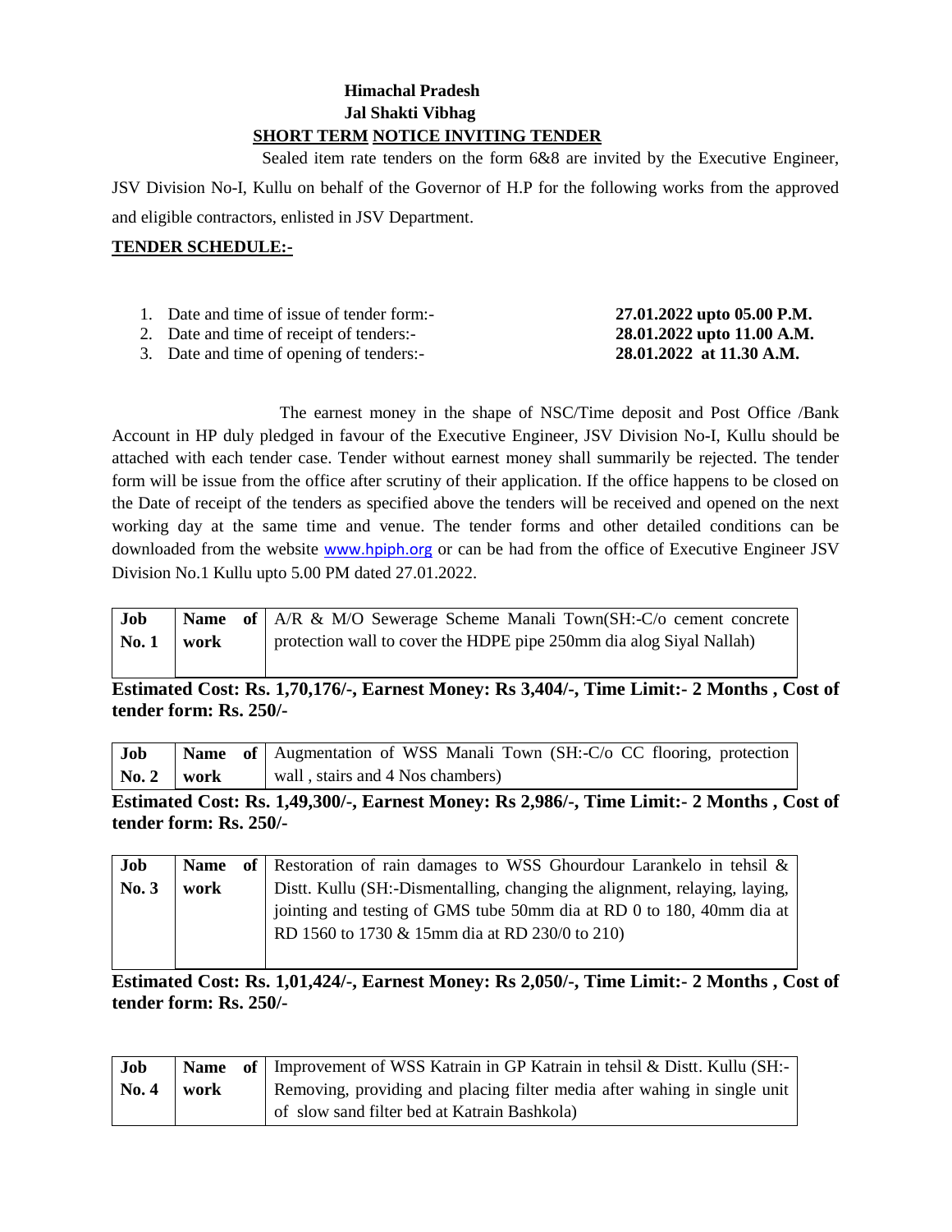**Himachal Pradesh**

**Jal Shakti Vibhag**

**SHORT TERM NOTICE INVITING TENDER**

Sealed item rate tenders on the form 6&8 are invited by the Executive Engineer, JSV Division No-I, Kullu on behalf of the Governor of H.P for the following works from the approved and eligible contractors, enlisted in JSV Department.

**TENDER SCHEDULE:-**

1. Date and time of issue of tender form:- **27.01.2022 upto 05.00 P.M.**
2. Date and time of receipt of tenders:- **28.01.2022 upto 11.00 A.M.**
3. Date and time of opening of tenders:- **28.01.2022 at 11.30 A.M.**

The earnest money in the shape of NSC/Time deposit and Post Office /Bank Account in HP duly pledged in favour of the Executive Engineer, JSV Division No-I, Kullu should be attached with each tender case. Tender without earnest money shall summarily be rejected. The tender form will be issue from the office after scrutiny of their application. If the office happens to be closed on the Date of receipt of the tenders as specified above the tenders will be received and opened on the next working day at the same time and venue. The tender forms and other detailed conditions can be downloaded from the website www.hpiph.org or can be had from the office of Executive Engineer JSV Division No.1 Kullu upto 5.00 PM dated 27.01.2022.

| **Job No. 1** | **Name of work** | A/R & M/O Sewerage Scheme Manali Town(SH:-C/o cement concrete protection wall to cover the HDPE pipe 250mm dia alog Siyal Nallah) |
|---|---|---|

**Estimated Cost: Rs. 1,70,176/-, Earnest Money: Rs 3,404/-, Time Limit:- 2 Months , Cost of tender form: Rs. 250/-**

| **Job No. 2** | **Name of work** | Augmentation of WSS Manali Town (SH:-C/o CC flooring, protection wall , stairs and 4 Nos chambers) |
|---|---|---|

**Estimated Cost: Rs. 1,49,300/-, Earnest Money: Rs 2,986/-, Time Limit:- 2 Months , Cost of tender form: Rs. 250/-**

| **Job No. 3** | **Name of work** | Restoration of rain damages to WSS Ghourdour Larankelo in tehsil & Distt. Kullu (SH:-Dismentalling, changing the alignment, relaying, laying, jointing and testing of GMS tube 50mm dia at RD 0 to 180, 40mm dia at RD 1560 to 1730 & 15mm dia at RD 230/0 to 210) |
|---|---|---|

**Estimated Cost: Rs. 1,01,424/-, Earnest Money: Rs 2,050/-, Time Limit:- 2 Months , Cost of tender form: Rs. 250/-**

| **Job No. 4** | **Name of work** | Improvement of WSS Katrain in GP Katrain in tehsil & Distt. Kullu (SH:- Removing, providing and placing filter media after wahing in single unit of slow sand filter bed at Katrain Bashkola) |
|---|---|---|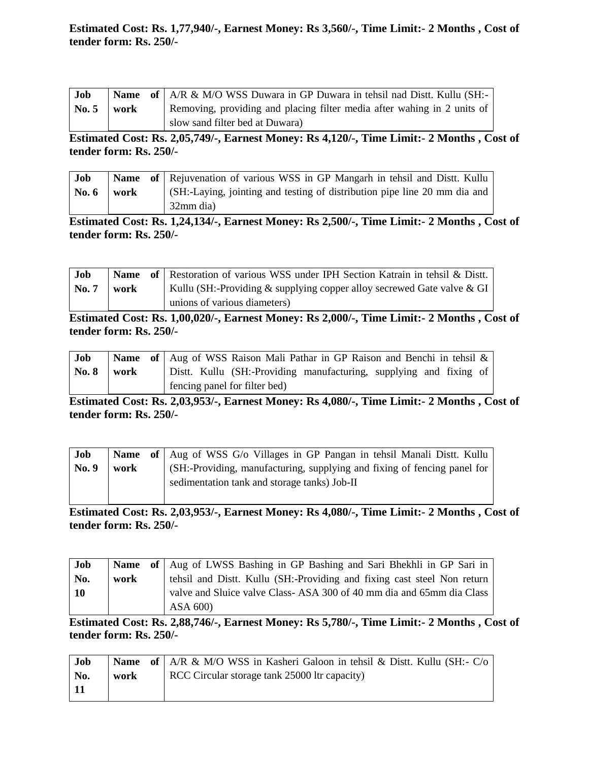**Estimated Cost: Rs. 1,77,940/-, Earnest Money: Rs 3,560/-, Time Limit:- 2 Months , Cost of tender form: Rs. 250/-**

| **Job No. 5** | **Name of work** | A/R & M/O WSS Duwara in GP Duwara in tehsil nad Distt. Kullu (SH:- Removing, providing and placing filter media after wahing in 2 units of slow sand filter bed at Duwara) |
|---|---|---|

**Estimated Cost: Rs. 2,05,749/-, Earnest Money: Rs 4,120/-, Time Limit:- 2 Months , Cost of tender form: Rs. 250/-**

| **Job No. 6** | **Name of work** | Rejuvenation of various WSS in GP Mangarh in tehsil and Distt. Kullu (SH:-Laying, jointing and testing of distribution pipe line 20 mm dia and 32mm dia) |
|---|---|---|

**Estimated Cost: Rs. 1,24,134/-, Earnest Money: Rs 2,500/-, Time Limit:- 2 Months , Cost of tender form: Rs. 250/-**

| **Job No. 7** | **Name of work** | Restoration of various WSS under IPH Section Katrain in tehsil & Distt. Kullu (SH:-Providing & supplying copper alloy secrewed Gate valve & GI unions of various diameters) |
|---|---|---|

**Estimated Cost: Rs. 1,00,020/-, Earnest Money: Rs 2,000/-, Time Limit:- 2 Months , Cost of tender form: Rs. 250/-**

| **Job No. 8** | **Name of work** | Aug of WSS Raison Mali Pathar in GP Raison and Benchi in tehsil & Distt. Kullu (SH:-Providing manufacturing, supplying and fixing of fencing panel for filter bed) |
|---|---|---|

**Estimated Cost: Rs. 2,03,953/-, Earnest Money: Rs 4,080/-, Time Limit:- 2 Months , Cost of tender form: Rs. 250/-**

| **Job No. 9** | **Name of work** | Aug of WSS G/o Villages in GP Pangan in tehsil Manali Distt. Kullu (SH:-Providing, manufacturing, supplying and fixing of fencing panel for sedimentation tank and storage tanks) Job-II |
|---|---|---|

**Estimated Cost: Rs. 2,03,953/-, Earnest Money: Rs 4,080/-, Time Limit:- 2 Months , Cost of tender form: Rs. 250/-**

| **Job No. 10** | **Name of work** | Aug of LWSS Bashing in GP Bashing and Sari Bhekhli in GP Sari in tehsil and Distt. Kullu (SH:-Providing and fixing cast steel Non return valve and Sluice valve Class- ASA 300 of 40 mm dia and 65mm dia Class ASA 600) |
|---|---|---|

**Estimated Cost: Rs. 2,88,746/-, Earnest Money: Rs 5,780/-, Time Limit:- 2 Months , Cost of tender form: Rs. 250/-**

| **Job No. 11** | **Name of work** | A/R & M/O WSS in Kasheri Galoon in tehsil & Distt. Kullu (SH:- C/o RCC Circular storage tank 25000 ltr capacity) |
|---|---|---|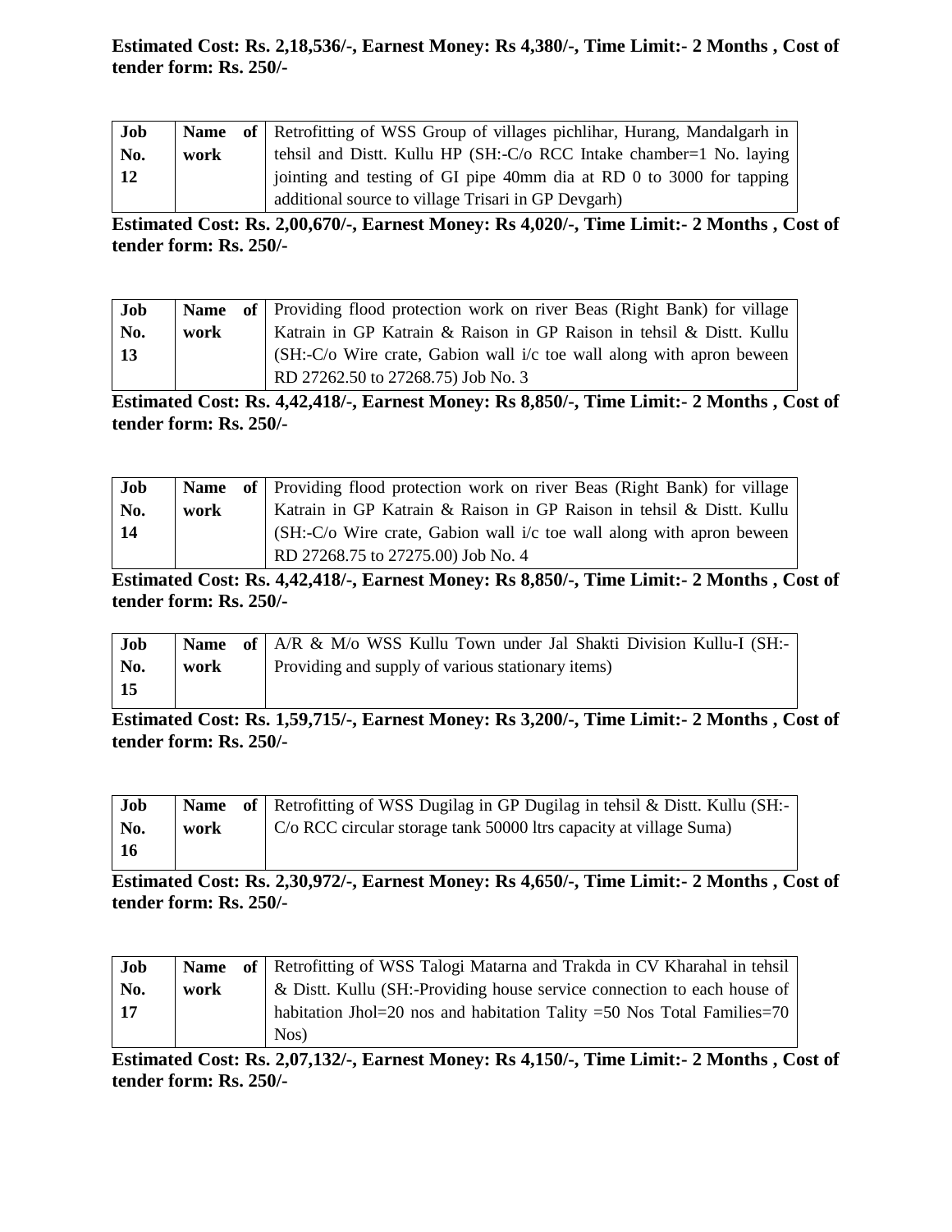**Estimated Cost: Rs. 2,18,536/-, Earnest Money: Rs 4,380/-, Time Limit:- 2 Months , Cost of tender form: Rs. 250/-**

| Job No. 12 | Name of work | Retrofitting of WSS Group of villages pichlihar, Hurang, Mandalgarh in tehsil and Distt. Kullu HP (SH:-C/o RCC Intake chamber=1 No. laying jointing and testing of GI pipe 40mm dia at RD 0 to 3000 for tapping additional source to village Trisari in GP Devgarh) |
|---|---|---|

**Estimated Cost: Rs. 2,00,670/-, Earnest Money: Rs 4,020/-, Time Limit:- 2 Months , Cost of tender form: Rs. 250/-**

| Job No. 13 | Name of work | Providing flood protection work on river Beas (Right Bank) for village Katrain in GP Katrain & Raison in GP Raison in tehsil & Distt. Kullu (SH:-C/o Wire crate, Gabion wall i/c toe wall along with apron beween RD 27262.50 to 27268.75) Job No. 3 |
|---|---|---|

**Estimated Cost: Rs. 4,42,418/-, Earnest Money: Rs 8,850/-, Time Limit:- 2 Months , Cost of tender form: Rs. 250/-**

| Job No. 14 | Name of work | Providing flood protection work on river Beas (Right Bank) for village Katrain in GP Katrain & Raison in GP Raison in tehsil & Distt. Kullu (SH:-C/o Wire crate, Gabion wall i/c toe wall along with apron beween RD 27268.75 to 27275.00) Job No. 4 |
|---|---|---|

**Estimated Cost: Rs. 4,42,418/-, Earnest Money: Rs 8,850/-, Time Limit:- 2 Months , Cost of tender form: Rs. 250/-**

| Job No. 15 | Name of work | A/R & M/o WSS Kullu Town under Jal Shakti Division Kullu-I (SH:- Providing and supply of various stationary items) |
|---|---|---|

**Estimated Cost: Rs. 1,59,715/-, Earnest Money: Rs 3,200/-, Time Limit:- 2 Months , Cost of tender form: Rs. 250/-**

| Job No. 16 | Name of work | Retrofitting of WSS Dugilag in GP Dugilag in tehsil & Distt. Kullu (SH:- C/o RCC circular storage tank 50000 ltrs capacity at village Suma) |
|---|---|---|

**Estimated Cost: Rs. 2,30,972/-, Earnest Money: Rs 4,650/-, Time Limit:- 2 Months , Cost of tender form: Rs. 250/-**

| Job No. 17 | Name of work | Retrofitting of WSS Talogi Matarna and Trakda in CV Kharahal in tehsil & Distt. Kullu (SH:-Providing house service connection to each house of habitation Jhol=20 nos and habitation Tality =50 Nos Total Families=70 Nos) |
|---|---|---|

**Estimated Cost: Rs. 2,07,132/-, Earnest Money: Rs 4,150/-, Time Limit:- 2 Months , Cost of tender form: Rs. 250/-**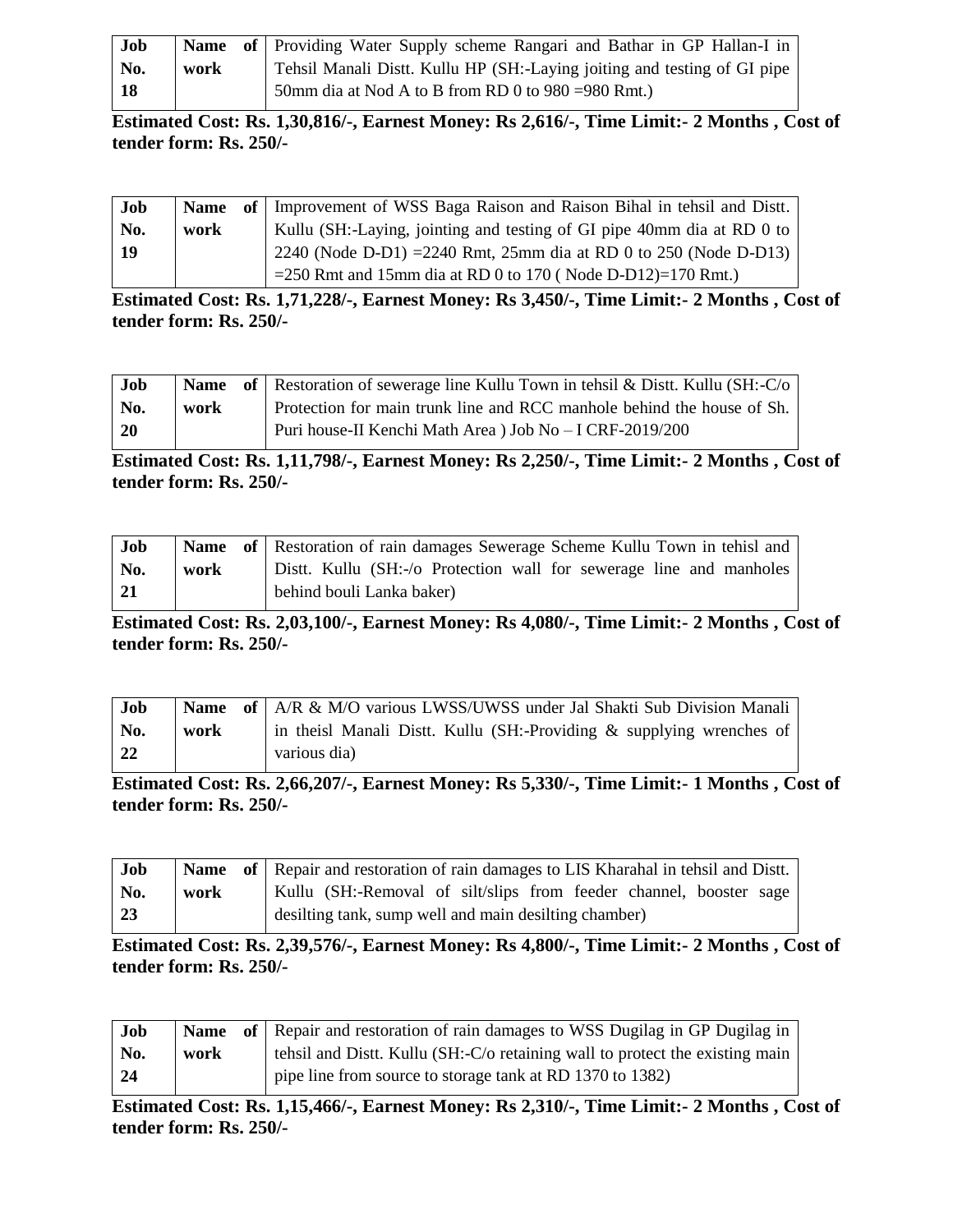| Job No. 18 | Name of work | Providing Water Supply scheme Rangari and Bathar in GP Hallan-I in Tehsil Manali Distt. Kullu HP (SH:-Laying joiting and testing of GI pipe 50mm dia at Nod A to B from RD 0 to 980 =980 Rmt.) |
|---|---|---|

**Estimated Cost: Rs. 1,30,816/-, Earnest Money: Rs 2,616/-, Time Limit:- 2 Months , Cost of tender form: Rs. 250/-**

| Job No. 19 | Name of work | Improvement of WSS Baga Raison and Raison Bihal in tehsil and Distt. Kullu (SH:-Laying, jointing and testing of GI pipe 40mm dia at RD 0 to 2240 (Node D-D1) =2240 Rmt, 25mm dia at RD 0 to 250 (Node D-D13) =250 Rmt and 15mm dia at RD 0 to 170 ( Node D-D12)=170 Rmt.) |
|---|---|---|

**Estimated Cost: Rs. 1,71,228/-, Earnest Money: Rs 3,450/-, Time Limit:- 2 Months , Cost of tender form: Rs. 250/-**

| Job No. 20 | Name of work | Restoration of sewerage line Kullu Town in tehsil & Distt. Kullu (SH:-C/o Protection for main trunk line and RCC manhole behind the house of Sh. Puri house-II Kenchi Math Area ) Job No – I CRF-2019/200 |
|---|---|---|

**Estimated Cost: Rs. 1,11,798/-, Earnest Money: Rs 2,250/-, Time Limit:- 2 Months , Cost of tender form: Rs. 250/-**

| Job No. 21 | Name of work | Restoration of rain damages Sewerage Scheme Kullu Town in tehisl and Distt. Kullu (SH:-/o Protection wall for sewerage line and manholes behind bouli Lanka baker) |
|---|---|---|

**Estimated Cost: Rs. 2,03,100/-, Earnest Money: Rs 4,080/-, Time Limit:- 2 Months , Cost of tender form: Rs. 250/-**

| Job No. 22 | Name of work | A/R & M/O various LWSS/UWSS under Jal Shakti Sub Division Manali in theisl Manali Distt. Kullu (SH:-Providing & supplying wrenches of various dia) |
|---|---|---|

**Estimated Cost: Rs. 2,66,207/-, Earnest Money: Rs 5,330/-, Time Limit:- 1 Months , Cost of tender form: Rs. 250/-**

| Job No. 23 | Name of work | Repair and restoration of rain damages to LIS Kharahal in tehsil and Distt. Kullu (SH:-Removal of silt/slips from feeder channel, booster sage desilting tank, sump well and main desilting chamber) |
|---|---|---|

**Estimated Cost: Rs. 2,39,576/-, Earnest Money: Rs 4,800/-, Time Limit:- 2 Months , Cost of tender form: Rs. 250/-**

| Job No. 24 | Name of work | Repair and restoration of rain damages to WSS Dugilag in GP Dugilag in tehsil and Distt. Kullu (SH:-C/o retaining wall to protect the existing main pipe line from source to storage tank at RD 1370 to 1382) |
|---|---|---|

**Estimated Cost: Rs. 1,15,466/-, Earnest Money: Rs 2,310/-, Time Limit:- 2 Months , Cost of tender form: Rs. 250/-**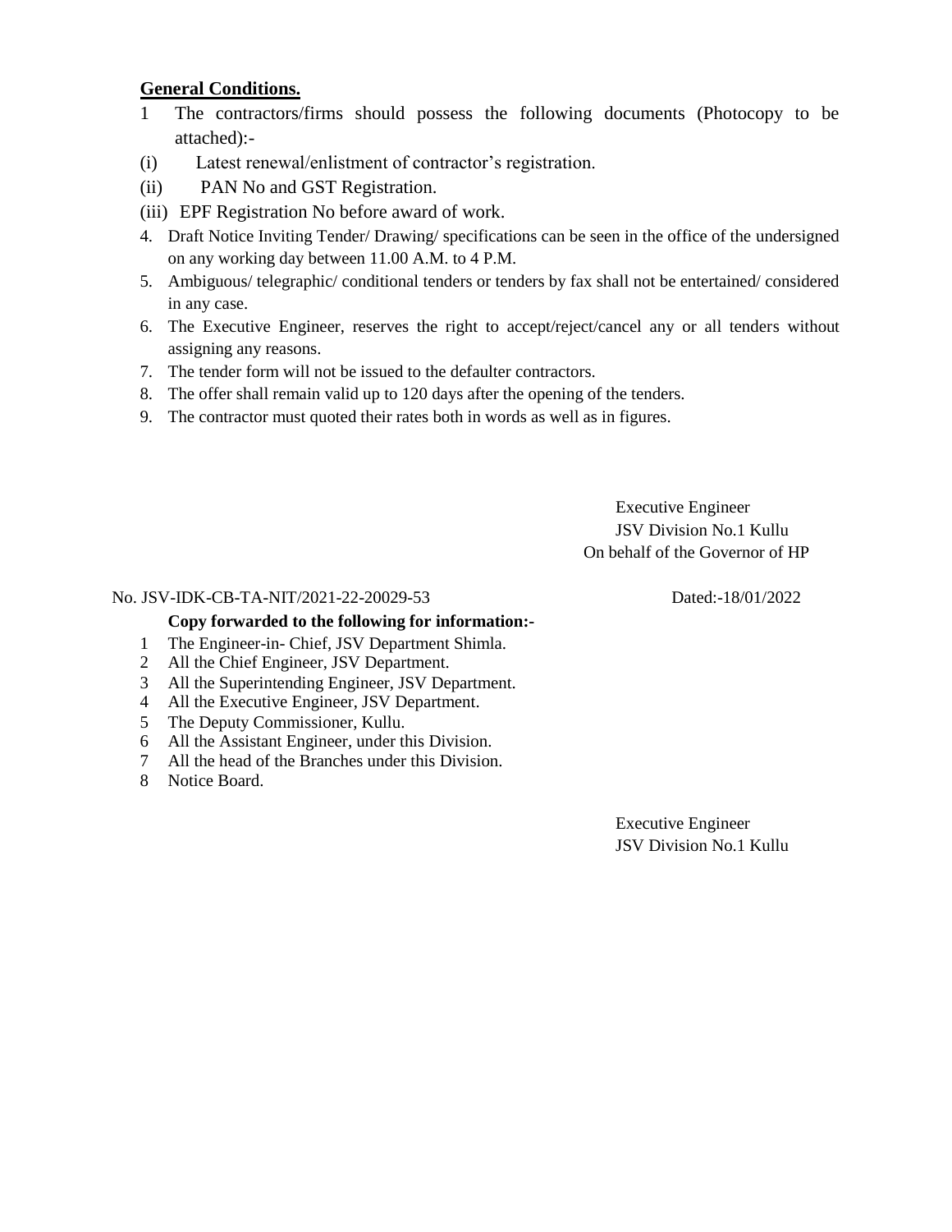**General Conditions.**

1. The contractors/firms should possess the following documents (Photocopy to be attached):-

(i) Latest renewal/enlistment of contractor's registration.

(ii) PAN No and GST Registration.

(iii) EPF Registration No before award of work.

4. Draft Notice Inviting Tender/ Drawing/ specifications can be seen in the office of the undersigned on any working day between 11.00 A.M. to 4 P.M.
5. Ambiguous/ telegraphic/ conditional tenders or tenders by fax shall not be entertained/ considered in any case.
6. The Executive Engineer, reserves the right to accept/reject/cancel any or all tenders without assigning any reasons.
7. The tender form will not be issued to the defaulter contractors.
8. The offer shall remain valid up to 120 days after the opening of the tenders.
9. The contractor must quoted their rates both in words as well as in figures.

Executive Engineer
JSV Division No.1 Kullu
On behalf of the Governor of HP

No. JSV-IDK-CB-TA-NIT/2021-22-20029-53 Dated:-18/01/2022

**Copy forwarded to the following for information:-**

1. The Engineer-in- Chief, JSV Department Shimla.
2. All the Chief Engineer, JSV Department.
3. All the Superintending Engineer, JSV Department.
4. All the Executive Engineer, JSV Department.
5. The Deputy Commissioner, Kullu.
6. All the Assistant Engineer, under this Division.
7. All the head of the Branches under this Division.
8. Notice Board.

Executive Engineer
JSV Division No.1 Kullu